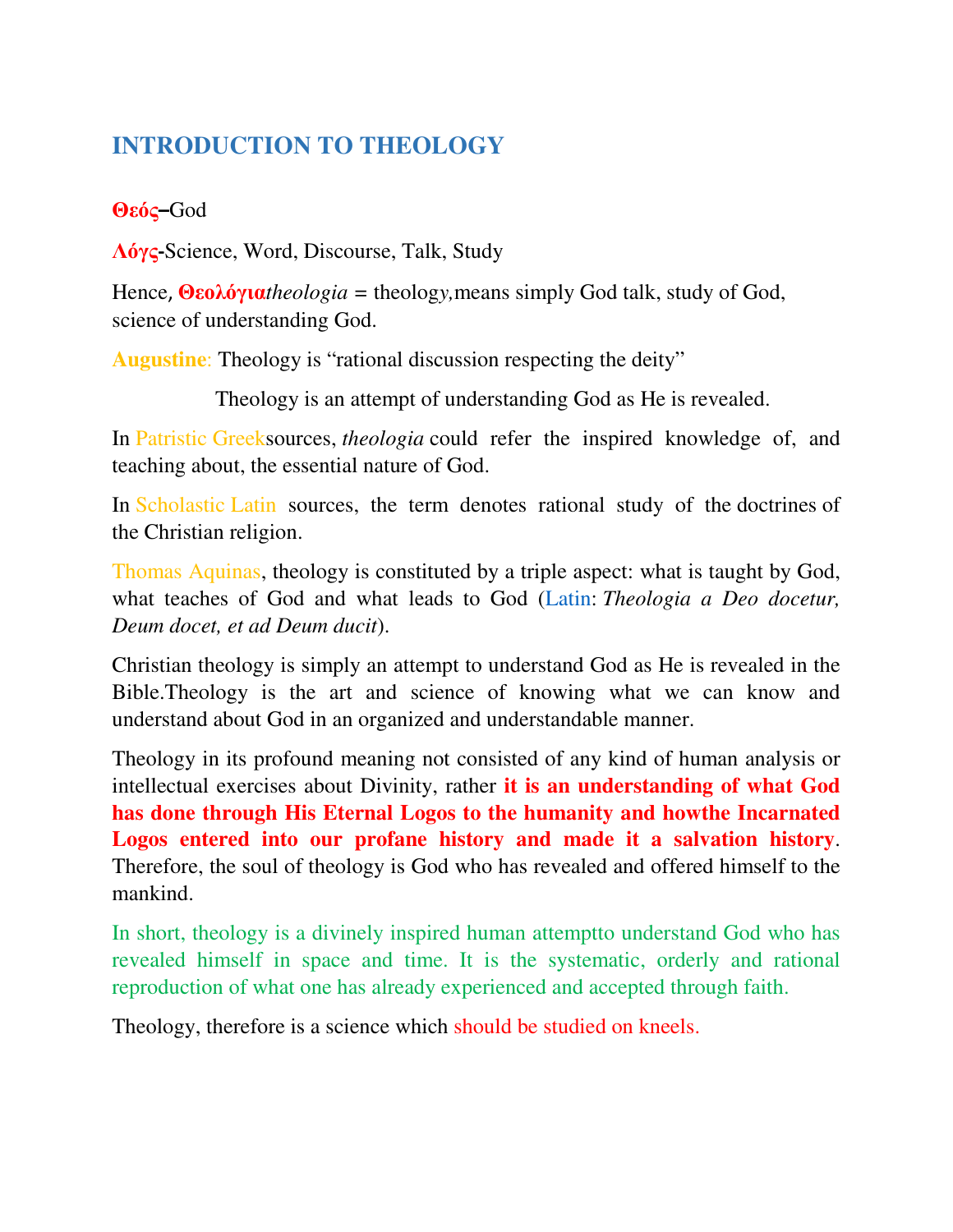# INTRODUCTION TO THEOLOGY

**Θεός**–God

**Λόγς**-Science, Word, Discourse, Talk, Study

Hence, **Θεολόγια***theologia* = theolog*y,*means simply God talk, study of God, science of understanding God.

**Augustine**: Theology is "rational discussion respecting the deity"

Theology is an attempt of understanding God as He is revealed.

In Patristic Greeksources, *theologia* could refer the inspired knowledge of, and teaching about, the essential nature of God.

In Scholastic Latin sources, the term denotes rational study of the doctrines of the Christian religion.

Thomas Aquinas, theology is constituted by a triple aspect: what is taught by God, what teaches of God and what leads to God (Latin: *Theologia a Deo docetur, Deum docet, et ad Deum ducit*).

Christian theology is simply an attempt to understand God as He is revealed in the Bible.Theology is the art and science of knowing what we can know and understand about God in an organized and understandable manner.

Theology in its profound meaning not consisted of any kind of human analysis or intellectual exercises about Divinity, rather **it is an understanding of what God has done through His Eternal Logos to the humanity and howthe Incarnated Logos entered into our profane history and made it a salvation history**. Therefore, the soul of theology is God who has revealed and offered himself to the mankind.

In short, theology is a divinely inspired human attemptto understand God who has revealed himself in space and time. It is the systematic, orderly and rational reproduction of what one has already experienced and accepted through faith.

Theology, therefore is a science which should be studied on kneels.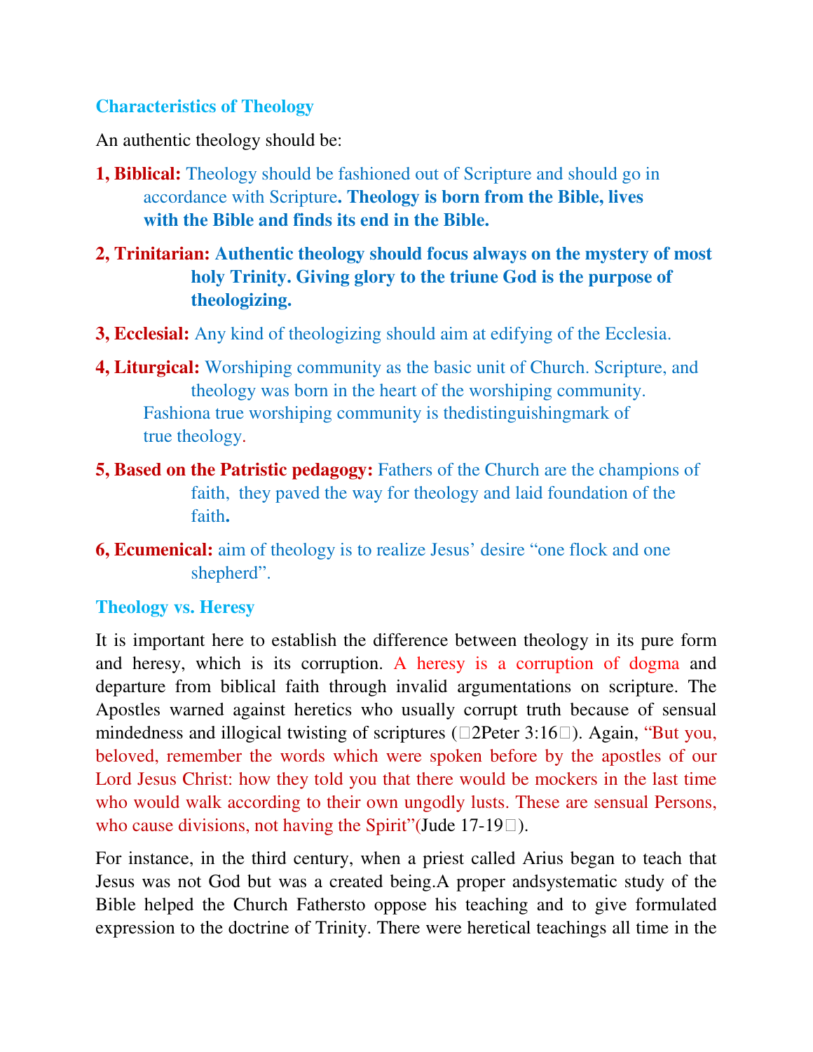## Characteristics of Theology

An authentic theology should be:

1, **Biblical:** Theology should be fashioned out of Scripture and should go in accordance with Scripture**. Theology is born from the Bible, lives with the Bible and finds its end in the Bible.**

2, **Trinitarian:** **Authentic theology should focus always on the mystery of most holy Trinity. Giving glory to the triune God is the purpose of theologizing.**

3, **Ecclesial:** Any kind of theologizing should aim at edifying of the Ecclesia.

4, **Liturgical:** Worshiping community as the basic unit of Church. Scripture, and theology was born in the heart of the worshiping community. Fashiona true worshiping community is thedistinguishingmark of true theology.

5, **Based on the Patristic pedagogy:** Fathers of the Church are the champions of faith, they paved the way for theology and laid foundation of the faith**.**

6, **Ecumenical:** aim of theology is to realize Jesus' desire "one flock and one shepherd".

## Theology vs. Heresy

It is important here to establish the difference between theology in its pure form and heresy, which is its corruption. A heresy is a corruption of dogma and departure from biblical faith through invalid argumentations on scripture. The Apostles warned against heretics who usually corrupt truth because of sensual mindedness and illogical twisting of scriptures (2Peter 3:16). Again, "But you, beloved, remember the words which were spoken before by the apostles of our Lord Jesus Christ: how they told you that there would be mockers in the last time who would walk according to their own ungodly lusts. These are sensual Persons, who cause divisions, not having the Spirit"(Jude 17-19).

For instance, in the third century, when a priest called Arius began to teach that Jesus was not God but was a created being.A proper andsystematic study of the Bible helped the Church Fathersto oppose his teaching and to give formulated expression to the doctrine of Trinity. There were heretical teachings all time in the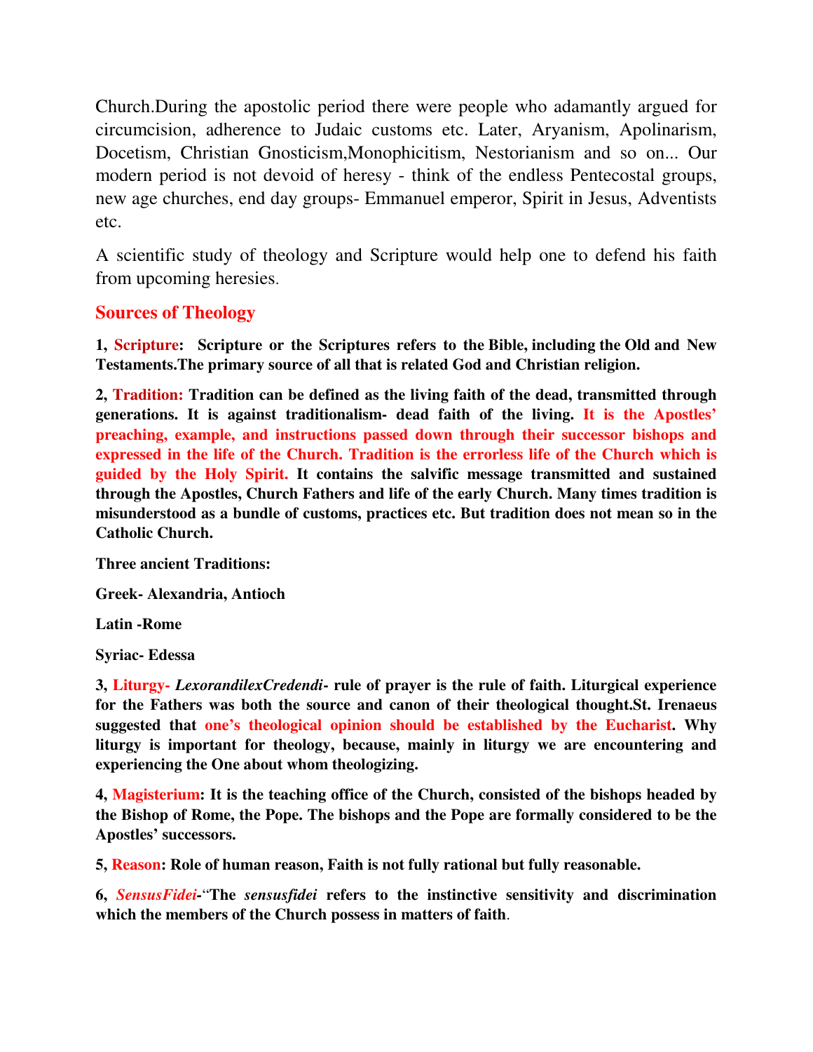Church.During the apostolic period there were people who adamantly argued for circumcision, adherence to Judaic customs etc. Later, Aryanism, Apolinarism, Docetism, Christian Gnosticism,Monophicitism, Nestorianism and so on... Our modern period is not devoid of heresy - think of the endless Pentecostal groups, new age churches, end day groups- Emmanuel emperor, Spirit in Jesus, Adventists etc.

A scientific study of theology and Scripture would help one to defend his faith from upcoming heresies.

## Sources of Theology

**1, Scripture: Scripture or the Scriptures refers to the Bible, including the Old and New Testaments.The primary source of all that is related God and Christian religion.**

**2, Tradition: Tradition can be defined as the living faith of the dead, transmitted through generations. It is against traditionalism- dead faith of the living. It is the Apostles' preaching, example, and instructions passed down through their successor bishops and expressed in the life of the Church. Tradition is the errorless life of the Church which is guided by the Holy Spirit. It contains the salvific message transmitted and sustained through the Apostles, Church Fathers and life of the early Church. Many times tradition is misunderstood as a bundle of customs, practices etc. But tradition does not mean so in the Catholic Church.**

**Three ancient Traditions:**

**Greek- Alexandria, Antioch**

**Latin -Rome**

**Syriac- Edessa**

**3, Liturgy- *LexorandilexCredendi*- rule of prayer is the rule of faith. Liturgical experience for the Fathers was both the source and canon of their theological thought.St. Irenaeus suggested that one's theological opinion should be established by the Eucharist. Why liturgy is important for theology, because, mainly in liturgy we are encountering and experiencing the One about whom theologizing.**

**4, Magisterium: It is the teaching office of the Church, consisted of the bishops headed by the Bishop of Rome, the Pope. The bishops and the Pope are formally considered to be the Apostles' successors.**

**5, Reason: Role of human reason, Faith is not fully rational but fully reasonable.**

**6, *SensusFidei*-"The *sensusfidei* refers to the instinctive sensitivity and discrimination which the members of the Church possess in matters of faith**.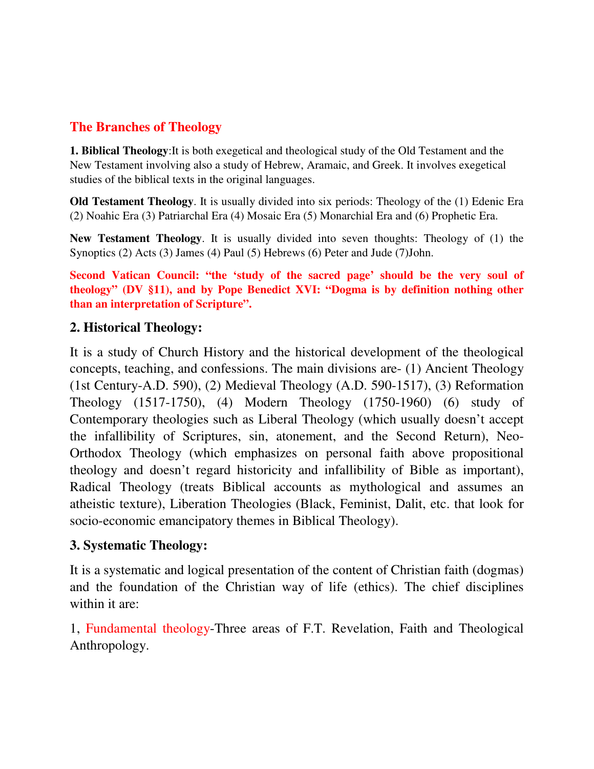## The Branches of Theology

**1. Biblical Theology**:It is both exegetical and theological study of the Old Testament and the New Testament involving also a study of Hebrew, Aramaic, and Greek. It involves exegetical studies of the biblical texts in the original languages.

**Old Testament Theology**. It is usually divided into six periods: Theology of the (1) Edenic Era (2) Noahic Era (3) Patriarchal Era (4) Mosaic Era (5) Monarchial Era and (6) Prophetic Era.

**New Testament Theology**. It is usually divided into seven thoughts: Theology of (1) the Synoptics (2) Acts (3) James (4) Paul (5) Hebrews (6) Peter and Jude (7)John.

**Second Vatican Council: "the 'study of the sacred page' should be the very soul of theology" (DV §11), and by Pope Benedict XVI: "Dogma is by definition nothing other than an interpretation of Scripture".**

### 2. Historical Theology:

It is a study of Church History and the historical development of the theological concepts, teaching, and confessions. The main divisions are- (1) Ancient Theology (1st Century-A.D. 590), (2) Medieval Theology (A.D. 590-1517), (3) Reformation Theology (1517-1750), (4) Modern Theology (1750-1960) (6) study of Contemporary theologies such as Liberal Theology (which usually doesn't accept the infallibility of Scriptures, sin, atonement, and the Second Return), Neo-Orthodox Theology (which emphasizes on personal faith above propositional theology and doesn't regard historicity and infallibility of Bible as important), Radical Theology (treats Biblical accounts as mythological and assumes an atheistic texture), Liberation Theologies (Black, Feminist, Dalit, etc. that look for socio-economic emancipatory themes in Biblical Theology).

### 3. Systematic Theology:

It is a systematic and logical presentation of the content of Christian faith (dogmas) and the foundation of the Christian way of life (ethics). The chief disciplines within it are:

1, Fundamental theology-Three areas of F.T. Revelation, Faith and Theological Anthropology.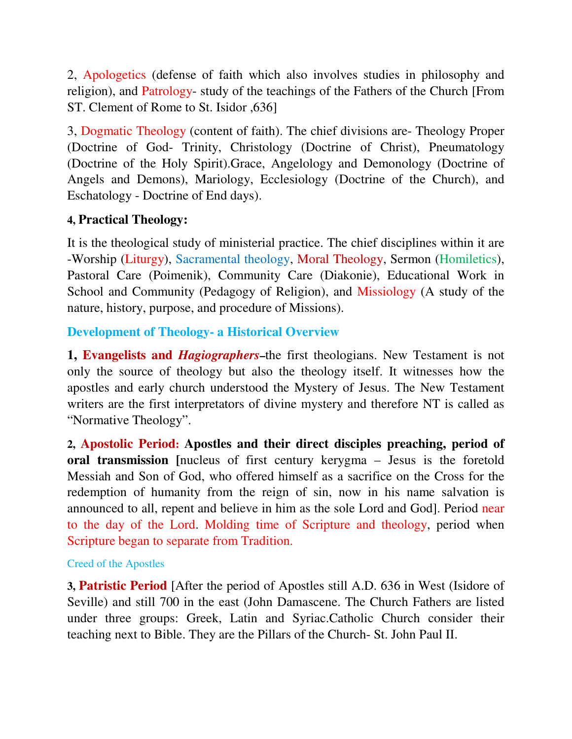2, Apologetics (defense of faith which also involves studies in philosophy and religion), and Patrology- study of the teachings of the Fathers of the Church [From ST. Clement of Rome to St. Isidor ,636]

3, Dogmatic Theology (content of faith). The chief divisions are- Theology Proper (Doctrine of God- Trinity, Christology (Doctrine of Christ), Pneumatology (Doctrine of the Holy Spirit).Grace, Angelology and Demonology (Doctrine of Angels and Demons), Mariology, Ecclesiology (Doctrine of the Church), and Eschatology - Doctrine of End days).

4, **Practical Theology:**

It is the theological study of ministerial practice. The chief disciplines within it are -Worship (Liturgy), Sacramental theology, Moral Theology, Sermon (Homiletics), Pastoral Care (Poimenik), Community Care (Diakonie), Educational Work in School and Community (Pedagogy of Religion), and Missiology (A study of the nature, history, purpose, and procedure of Missions).

## Development of Theology- a Historical Overview

**1, Evangelists and *Hagiographers***–the first theologians. New Testament is not only the source of theology but also the theology itself. It witnesses how the apostles and early church understood the Mystery of Jesus. The New Testament writers are the first interpretators of divine mystery and therefore NT is called as "Normative Theology".

**2, Apostolic Period: Apostles and their direct disciples preaching, period of oral transmission [**nucleus of first century kerygma – Jesus is the foretold Messiah and Son of God, who offered himself as a sacrifice on the Cross for the redemption of humanity from the reign of sin, now in his name salvation is announced to all, repent and believe in him as the sole Lord and God]. Period near to the day of the Lord. Molding time of Scripture and theology, period when Scripture began to separate from Tradition.

Creed of the Apostles

**3, Patristic Period** [After the period of Apostles still A.D. 636 in West (Isidore of Seville) and still 700 in the east (John Damascene. The Church Fathers are listed under three groups: Greek, Latin and Syriac.Catholic Church consider their teaching next to Bible. They are the Pillars of the Church- St. John Paul II.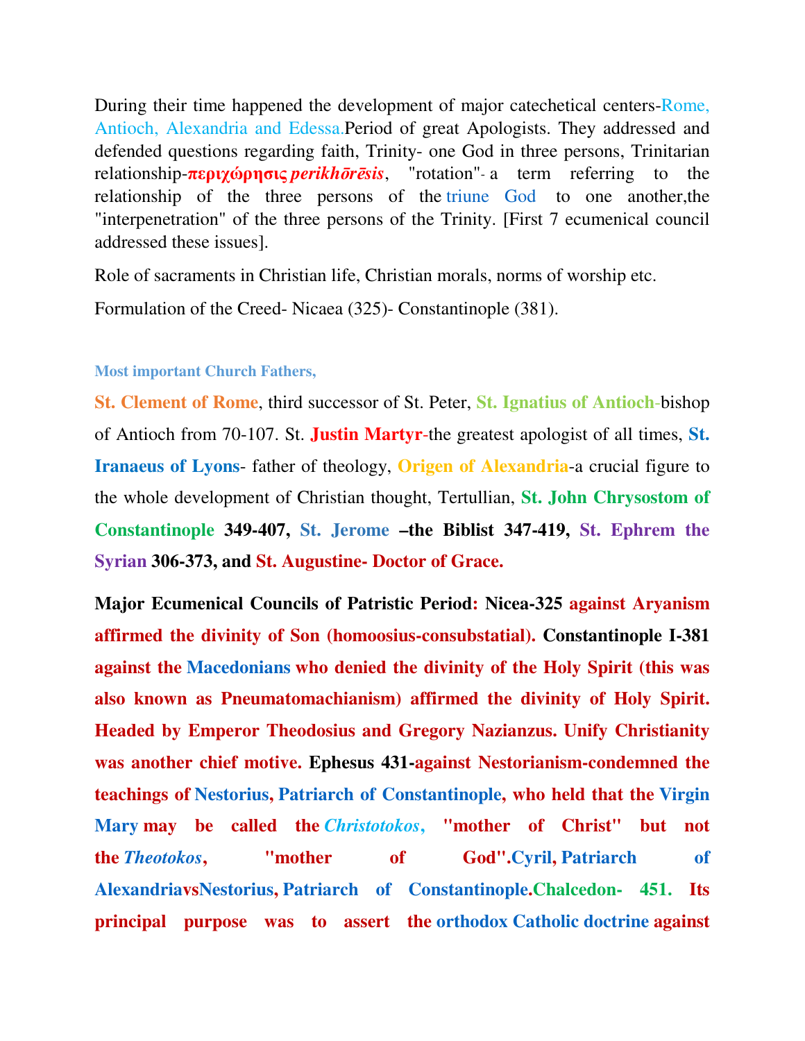During their time happened the development of major catechetical centers-Rome, Antioch, Alexandria and Edessa.Period of great Apologists. They addressed and defended questions regarding faith, Trinity- one God in three persons, Trinitarian relationship-**περιχώρησις** ***perikhōrēsis***, "rotation"- a term referring to the relationship of the three persons of the triune God to one another,the "interpenetration" of the three persons of the Trinity. [First 7 ecumenical council addressed these issues].

Role of sacraments in Christian life, Christian morals, norms of worship etc.

Formulation of the Creed- Nicaea (325)- Constantinople (381).

**Most important Church Fathers,**

**St. Clement of Rome**, third successor of St. Peter, **St. Ignatius of Antioch**-bishop of Antioch from 70-107. St. **Justin Martyr**-the greatest apologist of all times, **St. Iranaeus of Lyons**- father of theology, **Origen of Alexandria**-a crucial figure to the whole development of Christian thought, Tertullian, **St. John Chrysostom of Constantinople 349-407, St. Jerome –the Biblist 347-419, St. Ephrem the Syrian 306-373, and St. Augustine- Doctor of Grace.**

**Major Ecumenical Councils of Patristic Period: Nicea-325 against Aryanism affirmed the divinity of Son (homoosius-consubstatial). Constantinople I-381 against the Macedonians who denied the divinity of the Holy Spirit (this was also known as Pneumatomachianism) affirmed the divinity of Holy Spirit. Headed by Emperor Theodosius and Gregory Nazianzus. Unify Christianity was another chief motive. Ephesus 431-against Nestorianism-condemned the teachings of Nestorius, Patriarch of Constantinople, who held that the Virgin Mary may be called the *Christotokos*, "mother of Christ" but not the *Theotokos*, "mother of God".Cyril, Patriarch of AlexandriavsNestorius, Patriarch of Constantinople.Chalcedon- 451. Its principal purpose was to assert the orthodox Catholic doctrine against**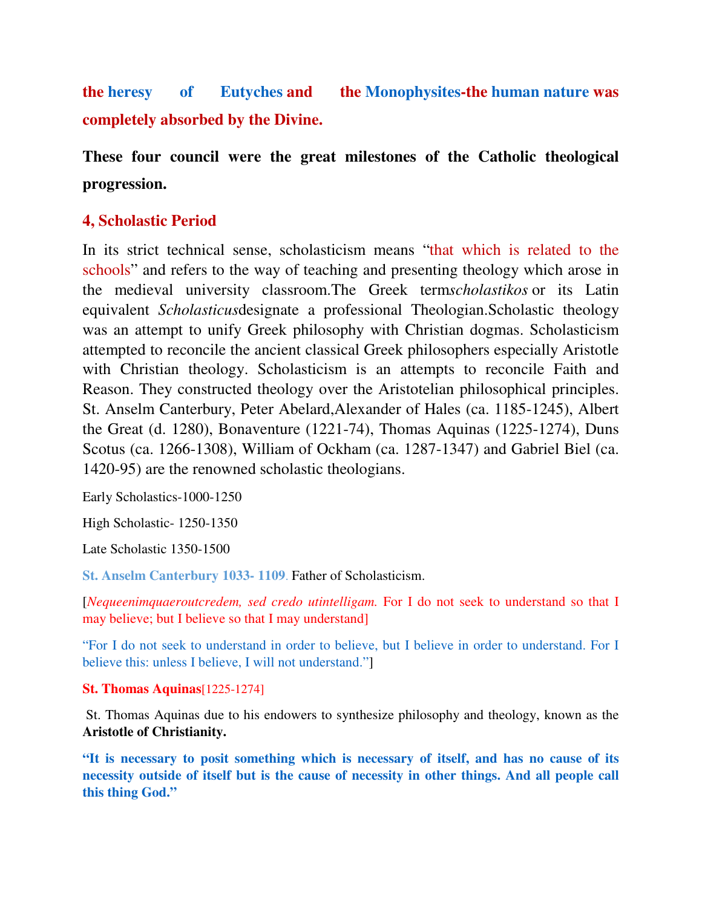**the heresy of Eutyches and the Monophysites-the human nature was completely absorbed by the Divine.**

**These four council were the great milestones of the Catholic theological progression.**

## 4, Scholastic Period

In its strict technical sense, scholasticism means "that which is related to the schools" and refers to the way of teaching and presenting theology which arose in the medieval university classroom.The Greek term*scholastikos* or its Latin equivalent *Scholasticus*designate a professional Theologian.Scholastic theology was an attempt to unify Greek philosophy with Christian dogmas. Scholasticism attempted to reconcile the ancient classical Greek philosophers especially Aristotle with Christian theology. Scholasticism is an attempts to reconcile Faith and Reason. They constructed theology over the Aristotelian philosophical principles. St. Anselm Canterbury, Peter Abelard,Alexander of Hales (ca. 1185-1245), Albert the Great (d. 1280), Bonaventure (1221-74), Thomas Aquinas (1225-1274), Duns Scotus (ca. 1266-1308), William of Ockham (ca. 1287-1347) and Gabriel Biel (ca. 1420-95) are the renowned scholastic theologians.

Early Scholastics-1000-1250

High Scholastic- 1250-1350

Late Scholastic 1350-1500

**St. Anselm Canterbury 1033- 1109**. Father of Scholasticism.

[*Nequeenimquaeroutcredem, sed credo utintelligam.* For I do not seek to understand so that I may believe; but I believe so that I may understand]

"For I do not seek to understand in order to believe, but I believe in order to understand. For I believe this: unless I believe, I will not understand."]

**St. Thomas Aquinas**[1225-1274]

St. Thomas Aquinas due to his endowers to synthesize philosophy and theology, known as the **Aristotle of Christianity.**

**"It is necessary to posit something which is necessary of itself, and has no cause of its necessity outside of itself but is the cause of necessity in other things. And all people call this thing God."**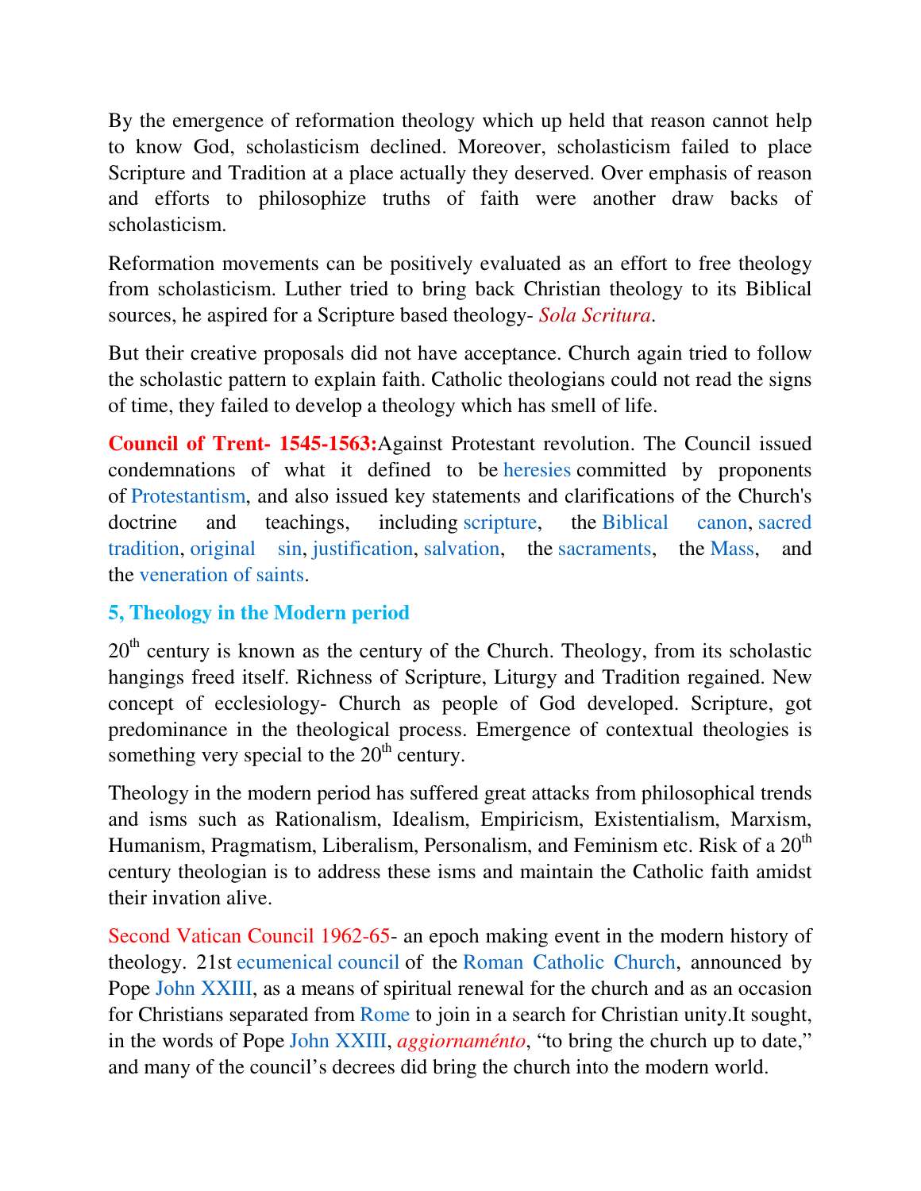By the emergence of reformation theology which up held that reason cannot help to know God, scholasticism declined. Moreover, scholasticism failed to place Scripture and Tradition at a place actually they deserved. Over emphasis of reason and efforts to philosophize truths of faith were another draw backs of scholasticism.

Reformation movements can be positively evaluated as an effort to free theology from scholasticism. Luther tried to bring back Christian theology to its Biblical sources, he aspired for a Scripture based theology- *Sola Scritura*.

But their creative proposals did not have acceptance. Church again tried to follow the scholastic pattern to explain faith. Catholic theologians could not read the signs of time, they failed to develop a theology which has smell of life.

**Council of Trent- 1545-1563:**Against Protestant revolution. The Council issued condemnations of what it defined to be heresies committed by proponents of Protestantism, and also issued key statements and clarifications of the Church's doctrine and teachings, including scripture, the Biblical canon, sacred tradition, original sin, justification, salvation, the sacraments, the Mass, and the veneration of saints.

### 5, Theology in the Modern period

20th century is known as the century of the Church. Theology, from its scholastic hangings freed itself. Richness of Scripture, Liturgy and Tradition regained. New concept of ecclesiology- Church as people of God developed. Scripture, got predominance in the theological process. Emergence of contextual theologies is something very special to the 20th century.

Theology in the modern period has suffered great attacks from philosophical trends and isms such as Rationalism, Idealism, Empiricism, Existentialism, Marxism, Humanism, Pragmatism, Liberalism, Personalism, and Feminism etc. Risk of a 20th century theologian is to address these isms and maintain the Catholic faith amidst their invation alive.

Second Vatican Council 1962-65- an epoch making event in the modern history of theology. 21st ecumenical council of the Roman Catholic Church, announced by Pope John XXIII, as a means of spiritual renewal for the church and as an occasion for Christians separated from Rome to join in a search for Christian unity.It sought, in the words of Pope John XXIII, *aggiornaménto*, "to bring the church up to date," and many of the council's decrees did bring the church into the modern world.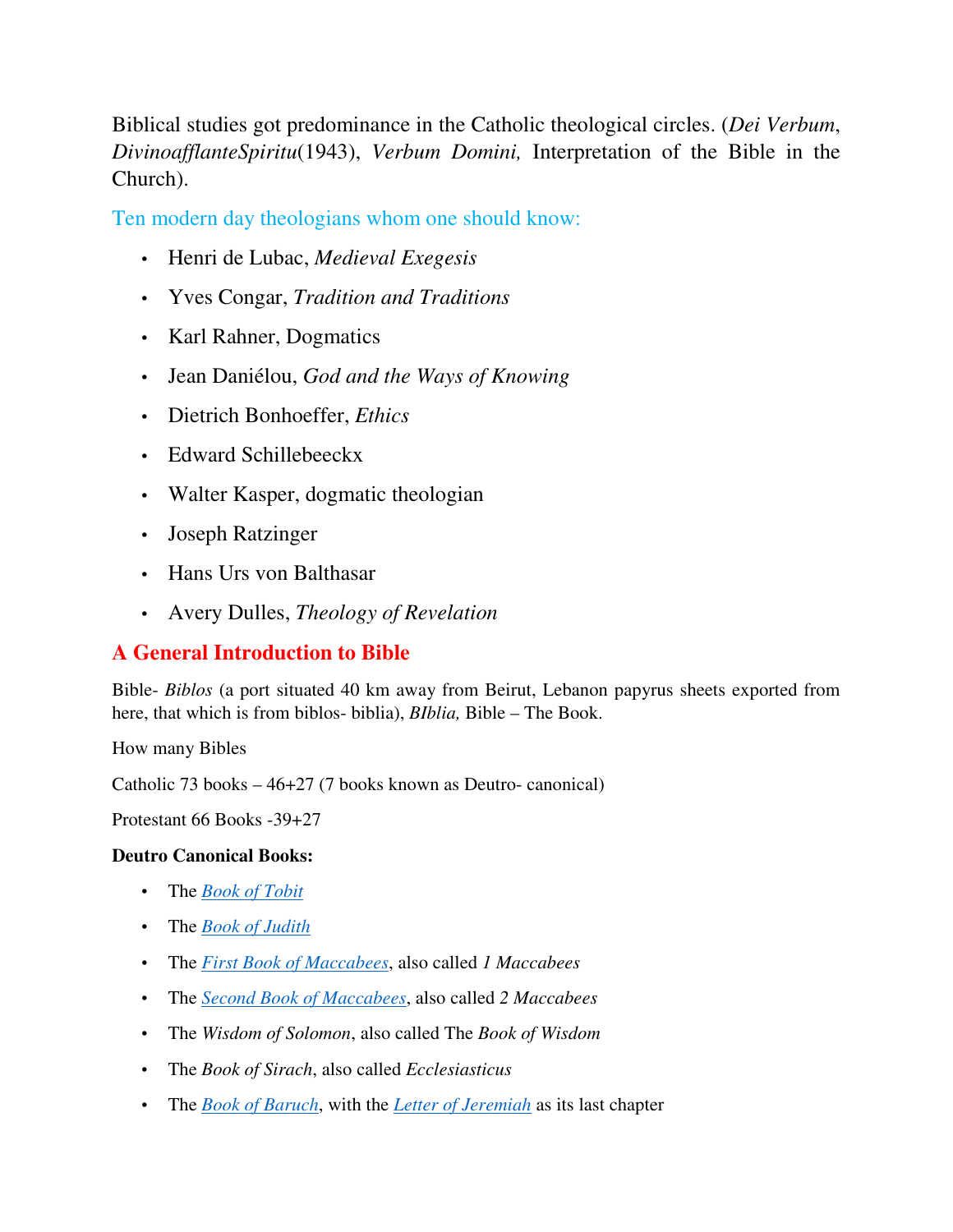Biblical studies got predominance in the Catholic theological circles. (*Dei Verbum*, *DivinoafflanteSpiritu*(1943), *Verbum Domini,* Interpretation of the Bible in the Church).

Ten modern day theologians whom one should know:

- Henri de Lubac, *Medieval Exegesis*
- Yves Congar, *Tradition and Traditions*
- Karl Rahner, Dogmatics
- Jean Daniélou, *God and the Ways of Knowing*
- Dietrich Bonhoeffer, *Ethics*
- Edward Schillebeeckx
- Walter Kasper, dogmatic theologian
- Joseph Ratzinger
- Hans Urs von Balthasar
- Avery Dulles, *Theology of Revelation*

## A General Introduction to Bible

Bible- *Biblos* (a port situated 40 km away from Beirut, Lebanon papyrus sheets exported from here, that which is from biblos- biblia), *BIblia,* Bible – The Book.

How many Bibles

Catholic 73 books – 46+27 (7 books known as Deutro- canonical)

Protestant 66 Books -39+27

**Deutro Canonical Books:**

- The *Book of Tobit*
- The *Book of Judith*
- The *First Book of Maccabees*, also called *1 Maccabees*
- The *Second Book of Maccabees*, also called *2 Maccabees*
- The *Wisdom of Solomon*, also called The *Book of Wisdom*
- The *Book of Sirach*, also called *Ecclesiasticus*
- The *Book of Baruch*, with the *Letter of Jeremiah* as its last chapter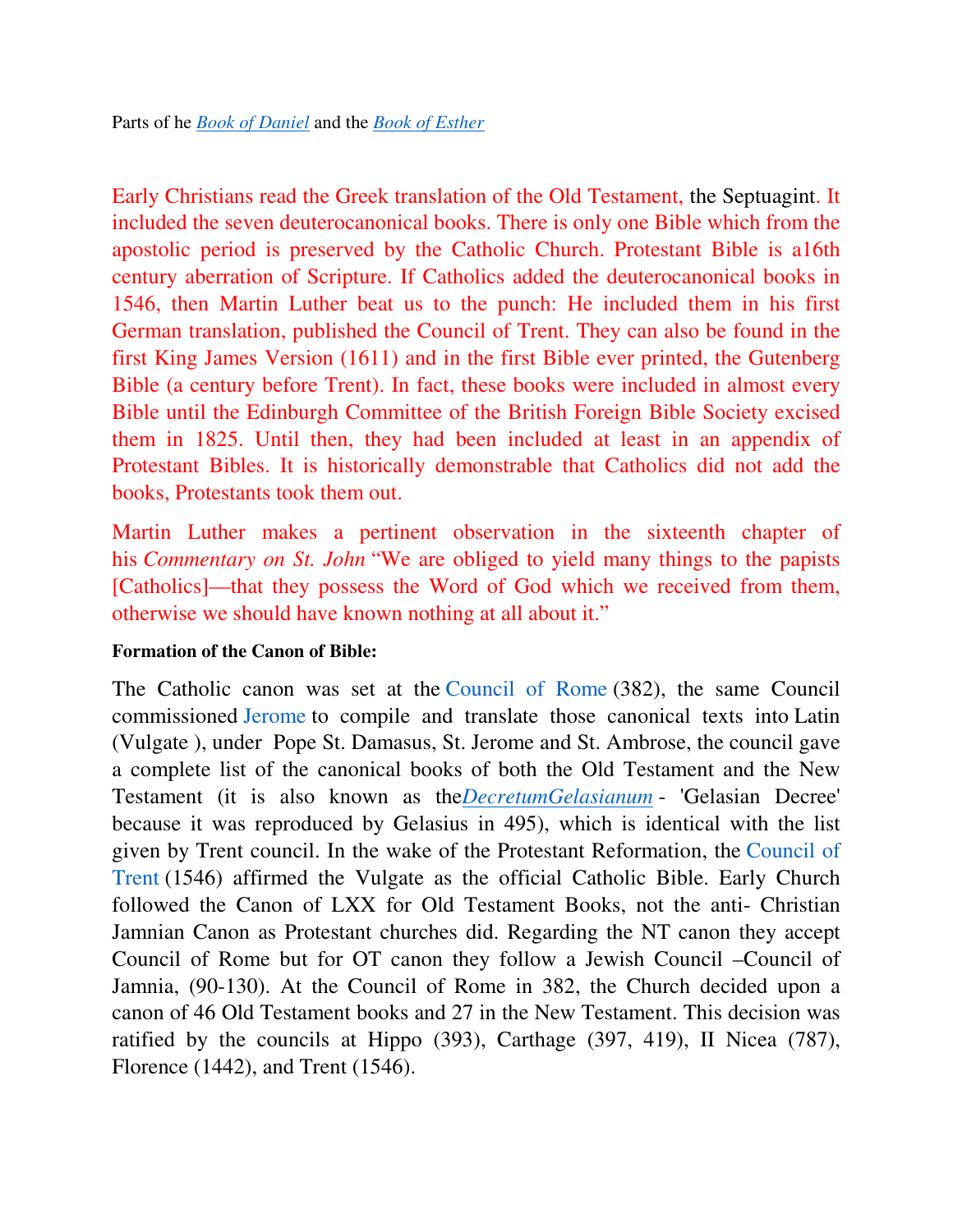Parts of he *Book of Daniel* and the *Book of Esther*

Early Christians read the Greek translation of the Old Testament, the Septuagint. It included the seven deuterocanonical books. There is only one Bible which from the apostolic period is preserved by the Catholic Church. Protestant Bible is a16th century aberration of Scripture. If Catholics added the deuterocanonical books in 1546, then Martin Luther beat us to the punch: He included them in his first German translation, published the Council of Trent. They can also be found in the first King James Version (1611) and in the first Bible ever printed, the Gutenberg Bible (a century before Trent). In fact, these books were included in almost every Bible until the Edinburgh Committee of the British Foreign Bible Society excised them in 1825. Until then, they had been included at least in an appendix of Protestant Bibles. It is historically demonstrable that Catholics did not add the books, Protestants took them out.

Martin Luther makes a pertinent observation in the sixteenth chapter of his *Commentary on St. John* "We are obliged to yield many things to the papists [Catholics]—that they possess the Word of God which we received from them, otherwise we should have known nothing at all about it."

**Formation of the Canon of Bible:**

The Catholic canon was set at the Council of Rome (382), the same Council commissioned Jerome to compile and translate those canonical texts into Latin (Vulgate ), under Pope St. Damasus, St. Jerome and St. Ambrose, the council gave a complete list of the canonical books of both the Old Testament and the New Testament (it is also known as the*DecretumGelasianum* - 'Gelasian Decree' because it was reproduced by Gelasius in 495), which is identical with the list given by Trent council. In the wake of the Protestant Reformation, the Council of Trent (1546) affirmed the Vulgate as the official Catholic Bible. Early Church followed the Canon of LXX for Old Testament Books, not the anti- Christian Jamnian Canon as Protestant churches did. Regarding the NT canon they accept Council of Rome but for OT canon they follow a Jewish Council –Council of Jamnia, (90-130). At the Council of Rome in 382, the Church decided upon a canon of 46 Old Testament books and 27 in the New Testament. This decision was ratified by the councils at Hippo (393), Carthage (397, 419), II Nicea (787), Florence (1442), and Trent (1546).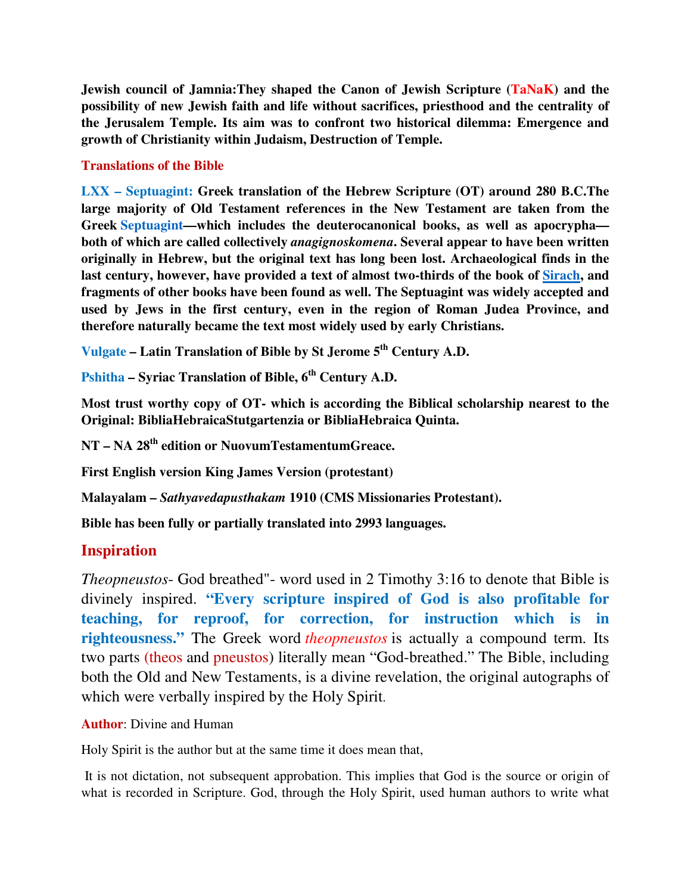**Jewish council of Jamnia:They shaped the Canon of Jewish Scripture (TaNaK) and the possibility of new Jewish faith and life without sacrifices, priesthood and the centrality of the Jerusalem Temple. Its aim was to confront two historical dilemma: Emergence and growth of Christianity within Judaism, Destruction of Temple.**

## Translations of the Bible

**LXX – Septuagint: Greek translation of the Hebrew Scripture (OT) around 280 B.C.The large majority of Old Testament references in the New Testament are taken from the Greek Septuagint—which includes the deuterocanonical books, as well as apocrypha—both of which are called collectively *anagignoskomena*. Several appear to have been written originally in Hebrew, but the original text has long been lost. Archaeological finds in the last century, however, have provided a text of almost two-thirds of the book of Sirach, and fragments of other books have been found as well. The Septuagint was widely accepted and used by Jews in the first century, even in the region of Roman Judea Province, and therefore naturally became the text most widely used by early Christians.**

**Vulgate – Latin Translation of Bible by St Jerome 5th Century A.D.**

**Pshitha – Syriac Translation of Bible, 6th Century A.D.**

**Most trust worthy copy of OT- which is according the Biblical scholarship nearest to the Original: BibliaHebraicaStutgartenzia or BibliaHebraica Quinta.**

**NT – NA 28th edition or NuovumTestamentumGreace.**

**First English version King James Version (protestant)**

**Malayalam – *Sathyavedapusthakam* 1910 (CMS Missionaries Protestant).**

**Bible has been fully or partially translated into 2993 languages.**

## Inspiration

*Theopneustos*- God breathed"- word used in 2 Timothy 3:16 to denote that Bible is divinely inspired. **"Every scripture inspired of God is also profitable for teaching, for reproof, for correction, for instruction which is in righteousness."** The Greek word *theopneustos* is actually a compound term. Its two parts (theos and pneustos) literally mean "God-breathed." The Bible, including both the Old and New Testaments, is a divine revelation, the original autographs of which were verbally inspired by the Holy Spirit.

**Author**: Divine and Human

Holy Spirit is the author but at the same time it does mean that,

It is not dictation, not subsequent approbation. This implies that God is the source or origin of what is recorded in Scripture. God, through the Holy Spirit, used human authors to write what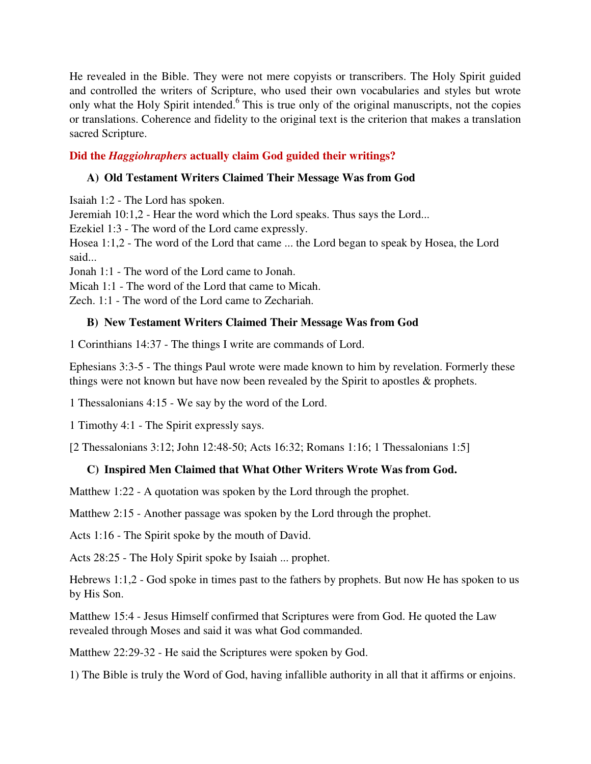He revealed in the Bible. They were not mere copyists or transcribers. The Holy Spirit guided and controlled the writers of Scripture, who used their own vocabularies and styles but wrote only what the Holy Spirit intended.[6] This is true only of the original manuscripts, not the copies or translations. Coherence and fidelity to the original text is the criterion that makes a translation sacred Scripture.

## Did the *Haggiohraphers* actually claim God guided their writings?

### A) Old Testament Writers Claimed Their Message Was from God

Isaiah 1:2 - The Lord has spoken.
Jeremiah 10:1,2 - Hear the word which the Lord speaks. Thus says the Lord...
Ezekiel 1:3 - The word of the Lord came expressly.
Hosea 1:1,2 - The word of the Lord that came ... the Lord began to speak by Hosea, the Lord said...
Jonah 1:1 - The word of the Lord came to Jonah.
Micah 1:1 - The word of the Lord that came to Micah.
Zech. 1:1 - The word of the Lord came to Zechariah.

### B) New Testament Writers Claimed Their Message Was from God

1 Corinthians 14:37 - The things I write are commands of Lord.

Ephesians 3:3-5 - The things Paul wrote were made known to him by revelation. Formerly these things were not known but have now been revealed by the Spirit to apostles & prophets.

1 Thessalonians 4:15 - We say by the word of the Lord.

1 Timothy 4:1 - The Spirit expressly says.

[2 Thessalonians 3:12; John 12:48-50; Acts 16:32; Romans 1:16; 1 Thessalonians 1:5]

### C) Inspired Men Claimed that What Other Writers Wrote Was from God.

Matthew 1:22 - A quotation was spoken by the Lord through the prophet.

Matthew 2:15 - Another passage was spoken by the Lord through the prophet.

Acts 1:16 - The Spirit spoke by the mouth of David.

Acts 28:25 - The Holy Spirit spoke by Isaiah ... prophet.

Hebrews 1:1,2 - God spoke in times past to the fathers by prophets. But now He has spoken to us by His Son.

Matthew 15:4 - Jesus Himself confirmed that Scriptures were from God. He quoted the Law revealed through Moses and said it was what God commanded.

Matthew 22:29-32 - He said the Scriptures were spoken by God.

1) The Bible is truly the Word of God, having infallible authority in all that it affirms or enjoins.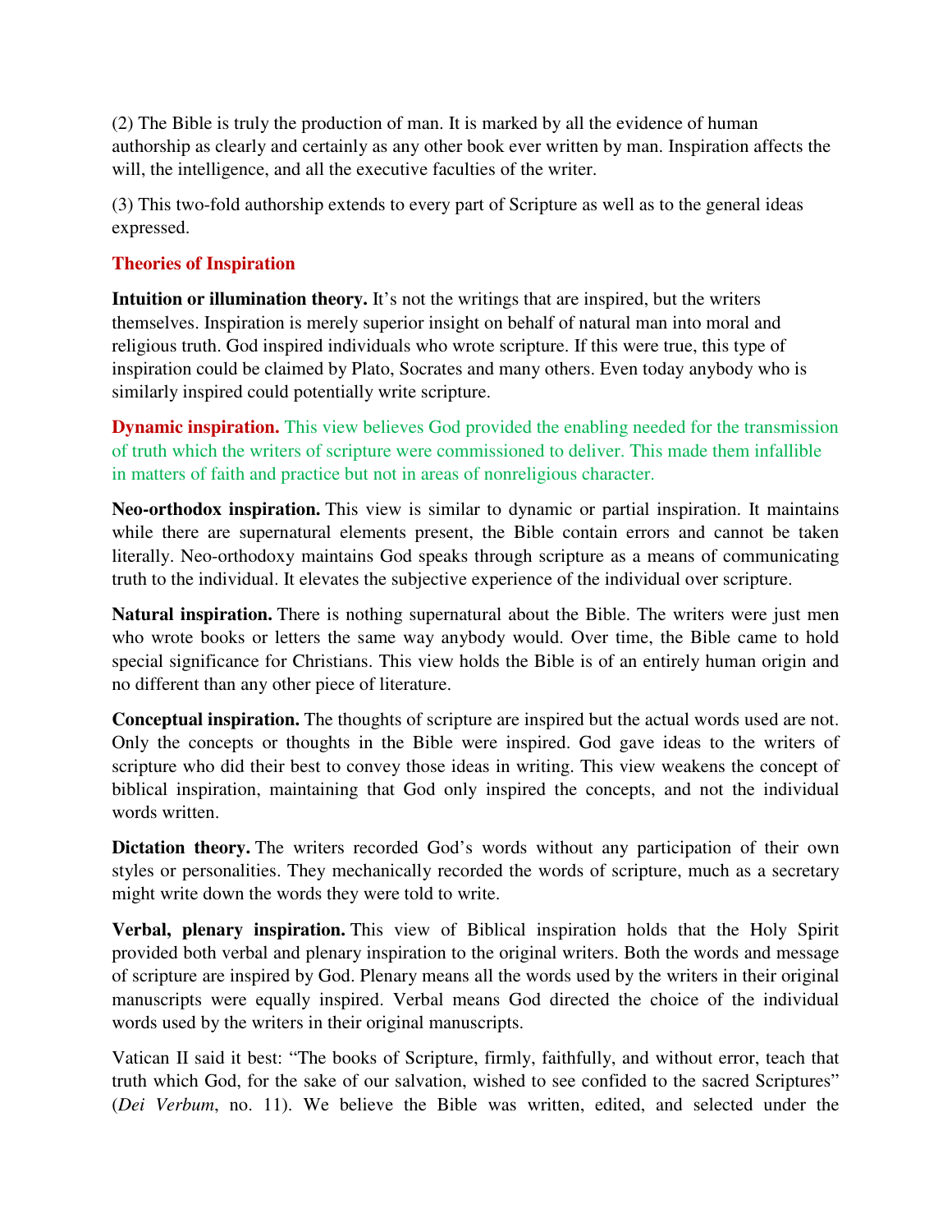(2) The Bible is truly the production of man. It is marked by all the evidence of human authorship as clearly and certainly as any other book ever written by man. Inspiration affects the will, the intelligence, and all the executive faculties of the writer.

(3) This two-fold authorship extends to every part of Scripture as well as to the general ideas expressed.

## Theories of Inspiration

**Intuition or illumination theory.** It's not the writings that are inspired, but the writers themselves. Inspiration is merely superior insight on behalf of natural man into moral and religious truth. God inspired individuals who wrote scripture. If this were true, this type of inspiration could be claimed by Plato, Socrates and many others. Even today anybody who is similarly inspired could potentially write scripture.

**Dynamic inspiration.** This view believes God provided the enabling needed for the transmission of truth which the writers of scripture were commissioned to deliver. This made them infallible in matters of faith and practice but not in areas of nonreligious character.

**Neo-orthodox inspiration.** This view is similar to dynamic or partial inspiration. It maintains while there are supernatural elements present, the Bible contain errors and cannot be taken literally. Neo-orthodoxy maintains God speaks through scripture as a means of communicating truth to the individual. It elevates the subjective experience of the individual over scripture.

**Natural inspiration.** There is nothing supernatural about the Bible. The writers were just men who wrote books or letters the same way anybody would. Over time, the Bible came to hold special significance for Christians. This view holds the Bible is of an entirely human origin and no different than any other piece of literature.

**Conceptual inspiration.** The thoughts of scripture are inspired but the actual words used are not. Only the concepts or thoughts in the Bible were inspired. God gave ideas to the writers of scripture who did their best to convey those ideas in writing. This view weakens the concept of biblical inspiration, maintaining that God only inspired the concepts, and not the individual words written.

**Dictation theory.** The writers recorded God's words without any participation of their own styles or personalities. They mechanically recorded the words of scripture, much as a secretary might write down the words they were told to write.

**Verbal, plenary inspiration.** This view of Biblical inspiration holds that the Holy Spirit provided both verbal and plenary inspiration to the original writers. Both the words and message of scripture are inspired by God. Plenary means all the words used by the writers in their original manuscripts were equally inspired. Verbal means God directed the choice of the individual words used by the writers in their original manuscripts.

Vatican II said it best: "The books of Scripture, firmly, faithfully, and without error, teach that truth which God, for the sake of our salvation, wished to see confided to the sacred Scriptures" (*Dei Verbum*, no. 11). We believe the Bible was written, edited, and selected under the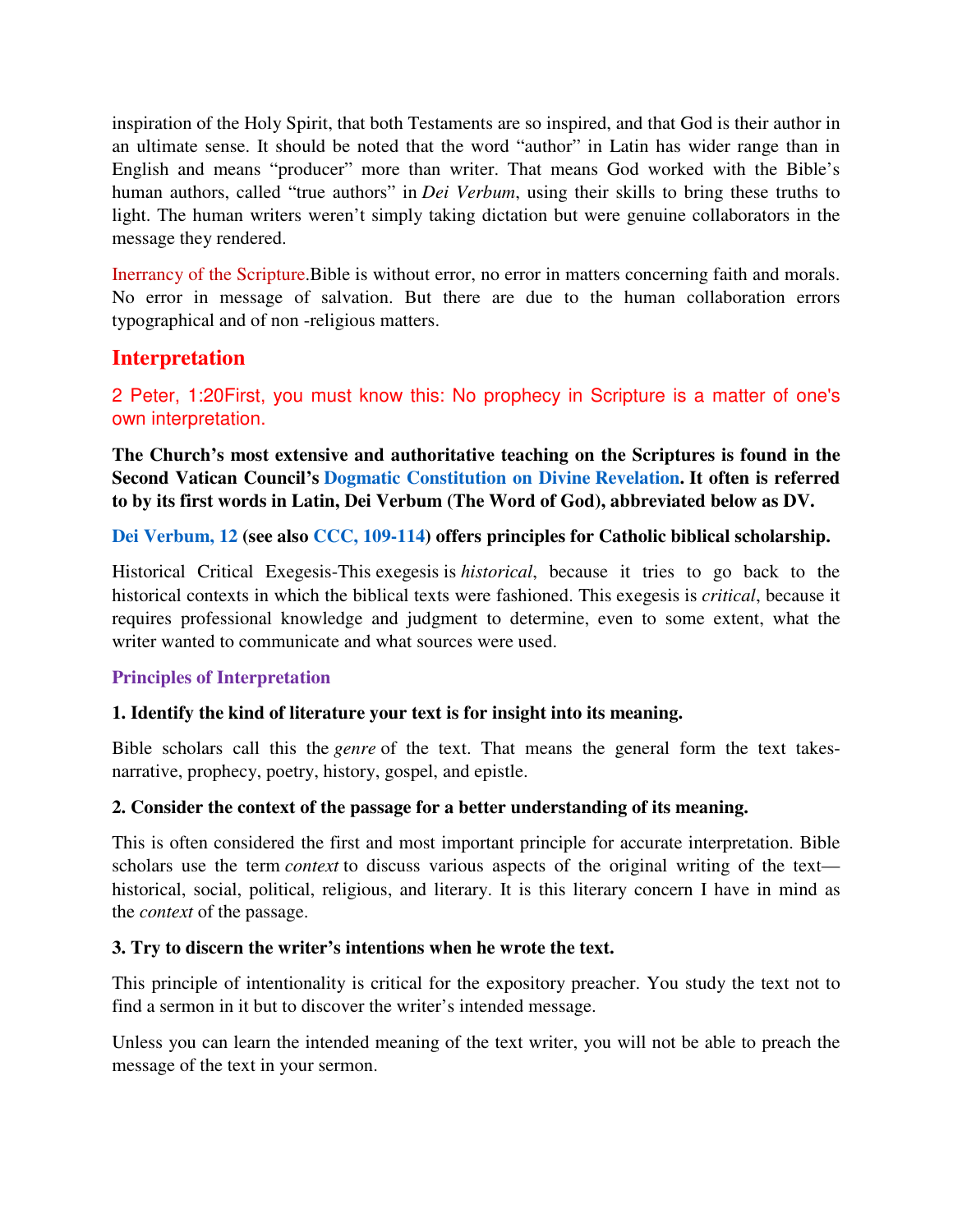inspiration of the Holy Spirit, that both Testaments are so inspired, and that God is their author in an ultimate sense. It should be noted that the word "author" in Latin has wider range than in English and means "producer" more than writer. That means God worked with the Bible's human authors, called "true authors" in *Dei Verbum*, using their skills to bring these truths to light. The human writers weren't simply taking dictation but were genuine collaborators in the message they rendered.

Inerrancy of the Scripture.Bible is without error, no error in matters concerning faith and morals. No error in message of salvation. But there are due to the human collaboration errors typographical and of non -religious matters.

## Interpretation

2 Peter, 1:20First, you must know this: No prophecy in Scripture is a matter of one's own interpretation.

**The Church's most extensive and authoritative teaching on the Scriptures is found in the Second Vatican Council's Dogmatic Constitution on Divine Revelation. It often is referred to by its first words in Latin, Dei Verbum (The Word of God), abbreviated below as DV.**

**Dei Verbum, 12 (see also CCC, 109-114) offers principles for Catholic biblical scholarship.**

Historical Critical Exegesis-This exegesis is *historical*, because it tries to go back to the historical contexts in which the biblical texts were fashioned. This exegesis is *critical*, because it requires professional knowledge and judgment to determine, even to some extent, what the writer wanted to communicate and what sources were used.

### Principles of Interpretation

**1. Identify the kind of literature your text is for insight into its meaning.**

Bible scholars call this the *genre* of the text. That means the general form the text takes-narrative, prophecy, poetry, history, gospel, and epistle.

**2. Consider the context of the passage for a better understanding of its meaning.**

This is often considered the first and most important principle for accurate interpretation. Bible scholars use the term *context* to discuss various aspects of the original writing of the text—historical, social, political, religious, and literary. It is this literary concern I have in mind as the *context* of the passage.

**3. Try to discern the writer's intentions when he wrote the text.**

This principle of intentionality is critical for the expository preacher. You study the text not to find a sermon in it but to discover the writer's intended message.

Unless you can learn the intended meaning of the text writer, you will not be able to preach the message of the text in your sermon.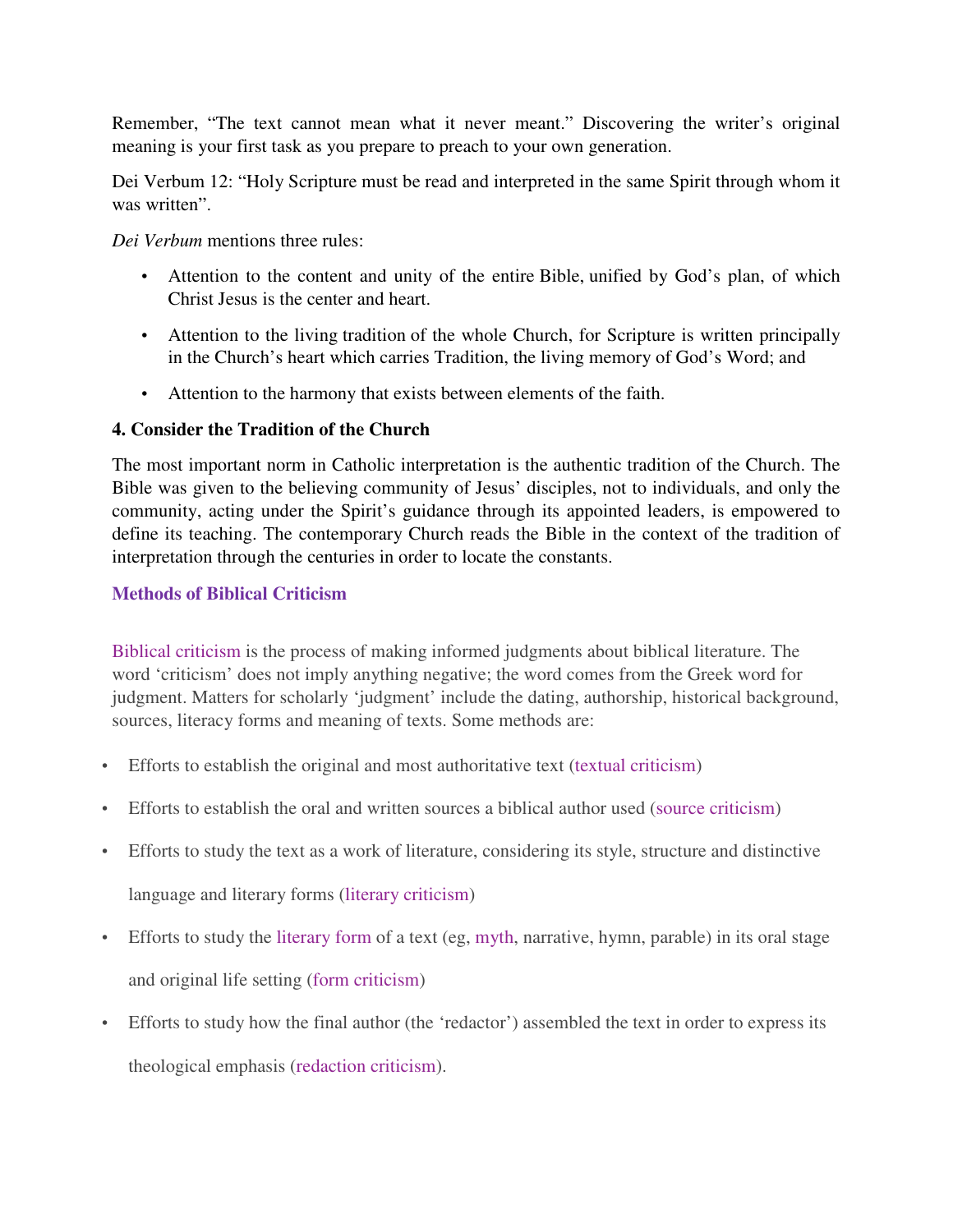Remember, "The text cannot mean what it never meant." Discovering the writer's original meaning is your first task as you prepare to preach to your own generation.

Dei Verbum 12: "Holy Scripture must be read and interpreted in the same Spirit through whom it was written".

*Dei Verbum* mentions three rules:

- Attention to the content and unity of the entire Bible, unified by God's plan, of which Christ Jesus is the center and heart.
- Attention to the living tradition of the whole Church, for Scripture is written principally in the Church's heart which carries Tradition, the living memory of God's Word; and
- Attention to the harmony that exists between elements of the faith.

**4. Consider the Tradition of the Church**

The most important norm in Catholic interpretation is the authentic tradition of the Church. The Bible was given to the believing community of Jesus' disciples, not to individuals, and only the community, acting under the Spirit's guidance through its appointed leaders, is empowered to define its teaching. The contemporary Church reads the Bible in the context of the tradition of interpretation through the centuries in order to locate the constants.

### Methods of Biblical Criticism

Biblical criticism is the process of making informed judgments about biblical literature. The word 'criticism' does not imply anything negative; the word comes from the Greek word for judgment. Matters for scholarly 'judgment' include the dating, authorship, historical background, sources, literacy forms and meaning of texts. Some methods are:

- Efforts to establish the original and most authoritative text (textual criticism)
- Efforts to establish the oral and written sources a biblical author used (source criticism)
- Efforts to study the text as a work of literature, considering its style, structure and distinctive language and literary forms (literary criticism)
- Efforts to study the literary form of a text (eg, myth, narrative, hymn, parable) in its oral stage and original life setting (form criticism)
- Efforts to study how the final author (the 'redactor') assembled the text in order to express its theological emphasis (redaction criticism).